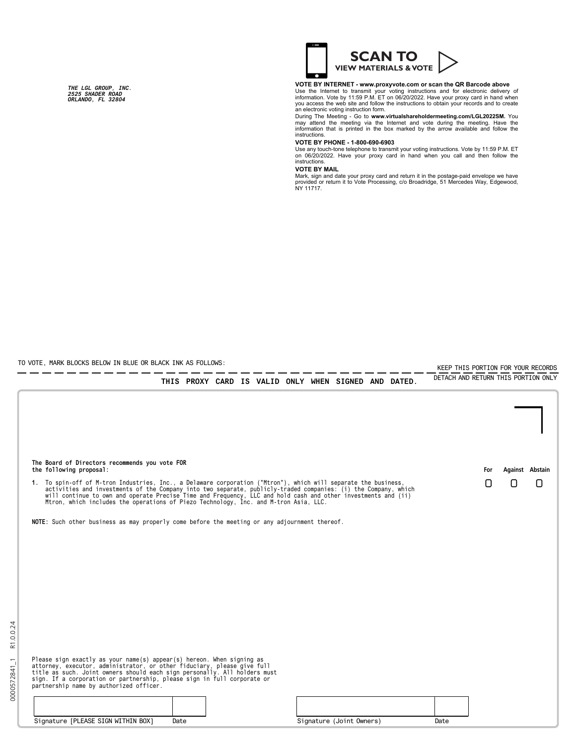THE LGL GROUP, INC.
2525 SHADER ROAD
ORLANDO, FL 32804

**SCAN TO VIEW MATERIALS & VOTE**

**VOTE BY INTERNET - www.proxyvote.com or scan the QR Barcode above**
Use the Internet to transmit your voting instructions and for electronic delivery of information. Vote by 11:59 P.M. ET on 06/20/2022. Have your proxy card in hand when you access the web site and follow the instructions to obtain your records and to create an electronic voting instruction form.

During The Meeting - Go to **www.virtualshareholdermeeting.com/LGL2022SM.** You may attend the meeting via the Internet and vote during the meeting. Have the information that is printed in the box marked by the arrow available and follow the instructions.

**VOTE BY PHONE - 1-800-690-6903**
Use any touch-tone telephone to transmit your voting instructions. Vote by 11:59 P.M. ET on 06/20/2022. Have your proxy card in hand when you call and then follow the instructions.

**VOTE BY MAIL**
Mark, sign and date your proxy card and return it in the postage-paid envelope we have provided or return it to Vote Processing, c/o Broadridge, 51 Mercedes Way, Edgewood, NY 11717.

TO VOTE, MARK BLOCKS BELOW IN BLUE OR BLACK INK AS FOLLOWS:

KEEP THIS PORTION FOR YOUR RECORDS

**THIS PROXY CARD IS VALID ONLY WHEN SIGNED AND DATED.**

DETACH AND RETURN THIS PORTION ONLY

**The Board of Directors recommends you vote FOR the following proposal:**

| | For | Against | Abstain |
|---|---|---|---|
| **1.** To spin-off of M-tron Industries, Inc., a Delaware corporation ("Mtron"), which will separate the business, activities and investments of the Company into two separate, publicly-traded companies: (i) the Company, which will continue to own and operate Precise Time and Frequency, LLC and hold cash and other investments and (ii) Mtron, which includes the operations of Piezo Technology, Inc. and M-tron Asia, LLC. | ☐ | ☐ | ☐ |

**NOTE**: Such other business as may properly come before the meeting or any adjournment thereof.

Please sign exactly as your name(s) appear(s) hereon. When signing as attorney, executor, administrator, or other fiduciary, please give full title as such. Joint owners should each sign personally. All holders must sign. If a corporation or partnership, please sign in full corporate or partnership name by authorized officer.

| Signature [PLEASE SIGN WITHIN BOX] | Date | Signature (Joint Owners) | Date |
|---|---|---|---|
| | | | |

0000572841_1 R1.0.0.24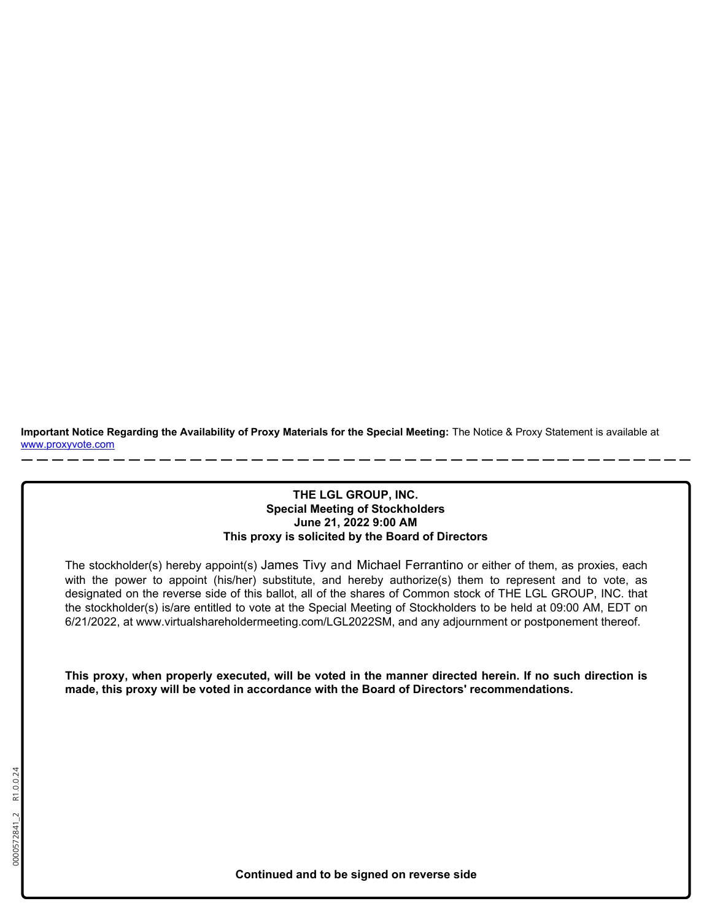**Important Notice Regarding the Availability of Proxy Materials for the Special Meeting:** The Notice & Proxy Statement is available at www.proxyvote.com

**THE LGL GROUP, INC.**
**Special Meeting of Stockholders**
**June 21, 2022 9:00 AM**
**This proxy is solicited by the Board of Directors**

The stockholder(s) hereby appoint(s) James Tivy and Michael Ferrantino or either of them, as proxies, each with the power to appoint (his/her) substitute, and hereby authorize(s) them to represent and to vote, as designated on the reverse side of this ballot, all of the shares of Common stock of THE LGL GROUP, INC. that the stockholder(s) is/are entitled to vote at the Special Meeting of Stockholders to be held at 09:00 AM, EDT on 6/21/2022, at www.virtualshareholdermeeting.com/LGL2022SM, and any adjournment or postponement thereof.

**This proxy, when properly executed, will be voted in the manner directed herein. If no such direction is made, this proxy will be voted in accordance with the Board of Directors' recommendations.**

**Continued and to be signed on reverse side**

0000572841_2 R1.0.0.24